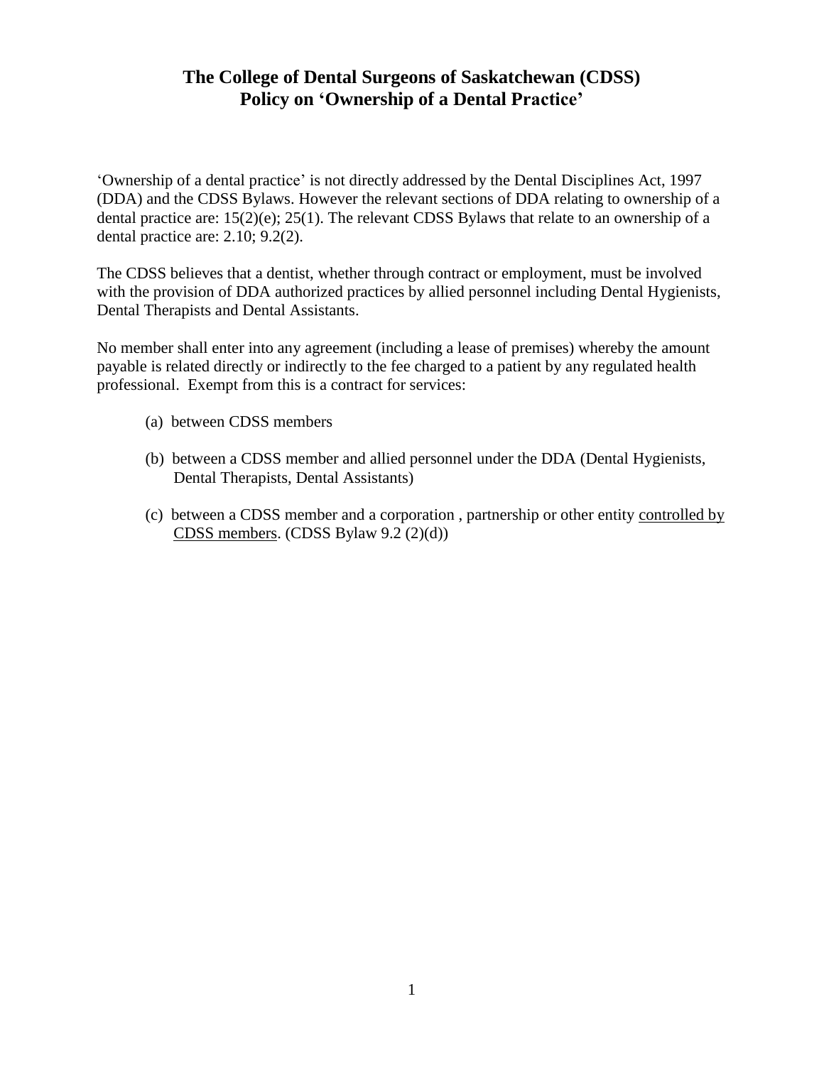# The College of Dental Surgeons of Saskatchewan (CDSS)
# Policy on 'Ownership of a Dental Practice'

'Ownership of a dental practice' is not directly addressed by the Dental Disciplines Act, 1997 (DDA) and the CDSS Bylaws. However the relevant sections of DDA relating to ownership of a dental practice are: 15(2)(e); 25(1). The relevant CDSS Bylaws that relate to an ownership of a dental practice are: 2.10; 9.2(2).

The CDSS believes that a dentist, whether through contract or employment, must be involved with the provision of DDA authorized practices by allied personnel including Dental Hygienists, Dental Therapists and Dental Assistants.

No member shall enter into any agreement (including a lease of premises) whereby the amount payable is related directly or indirectly to the fee charged to a patient by any regulated health professional. Exempt from this is a contract for services:

(a) between CDSS members

(b) between a CDSS member and allied personnel under the DDA (Dental Hygienists, Dental Therapists, Dental Assistants)

(c) between a CDSS member and a corporation , partnership or other entity <u>controlled by CDSS members</u>. (CDSS Bylaw 9.2 (2)(d))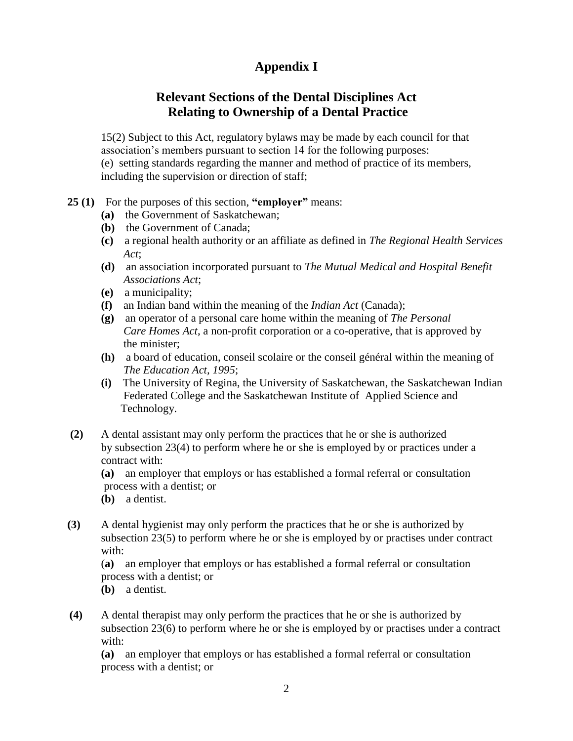# Appendix I

## Relevant Sections of the Dental Disciplines Act Relating to Ownership of a Dental Practice

15(2) Subject to this Act, regulatory bylaws may be made by each council for that association's members pursuant to section 14 for the following purposes:
(e) setting standards regarding the manner and method of practice of its members, including the supervision or direction of staff;

**25 (1)** For the purposes of this section, **"employer"** means:

- **(a)** the Government of Saskatchewan;
- **(b)** the Government of Canada;
- **(c)** a regional health authority or an affiliate as defined in *The Regional Health Services Act*;
- **(d)** an association incorporated pursuant to *The Mutual Medical and Hospital Benefit Associations Act*;
- **(e)** a municipality;
- **(f)** an Indian band within the meaning of the *Indian Act* (Canada);
- **(g)** an operator of a personal care home within the meaning of *The Personal Care Homes Act*, a non-profit corporation or a co-operative, that is approved by the minister;
- **(h)** a board of education, conseil scolaire or the conseil général within the meaning of *The Education Act, 1995*;
- **(i)** The University of Regina, the University of Saskatchewan, the Saskatchewan Indian Federated College and the Saskatchewan Institute of Applied Science and Technology.

**(2)** A dental assistant may only perform the practices that he or she is authorized by subsection 23(4) to perform where he or she is employed by or practices under a contract with:

**(a)** an employer that employs or has established a formal referral or consultation process with a dentist; or
**(b)** a dentist.

**(3)** A dental hygienist may only perform the practices that he or she is authorized by subsection 23(5) to perform where he or she is employed by or practises under contract with:

**(a)** an employer that employs or has established a formal referral or consultation process with a dentist; or
**(b)** a dentist.

**(4)** A dental therapist may only perform the practices that he or she is authorized by subsection 23(6) to perform where he or she is employed by or practises under a contract with:

**(a)** an employer that employs or has established a formal referral or consultation process with a dentist; or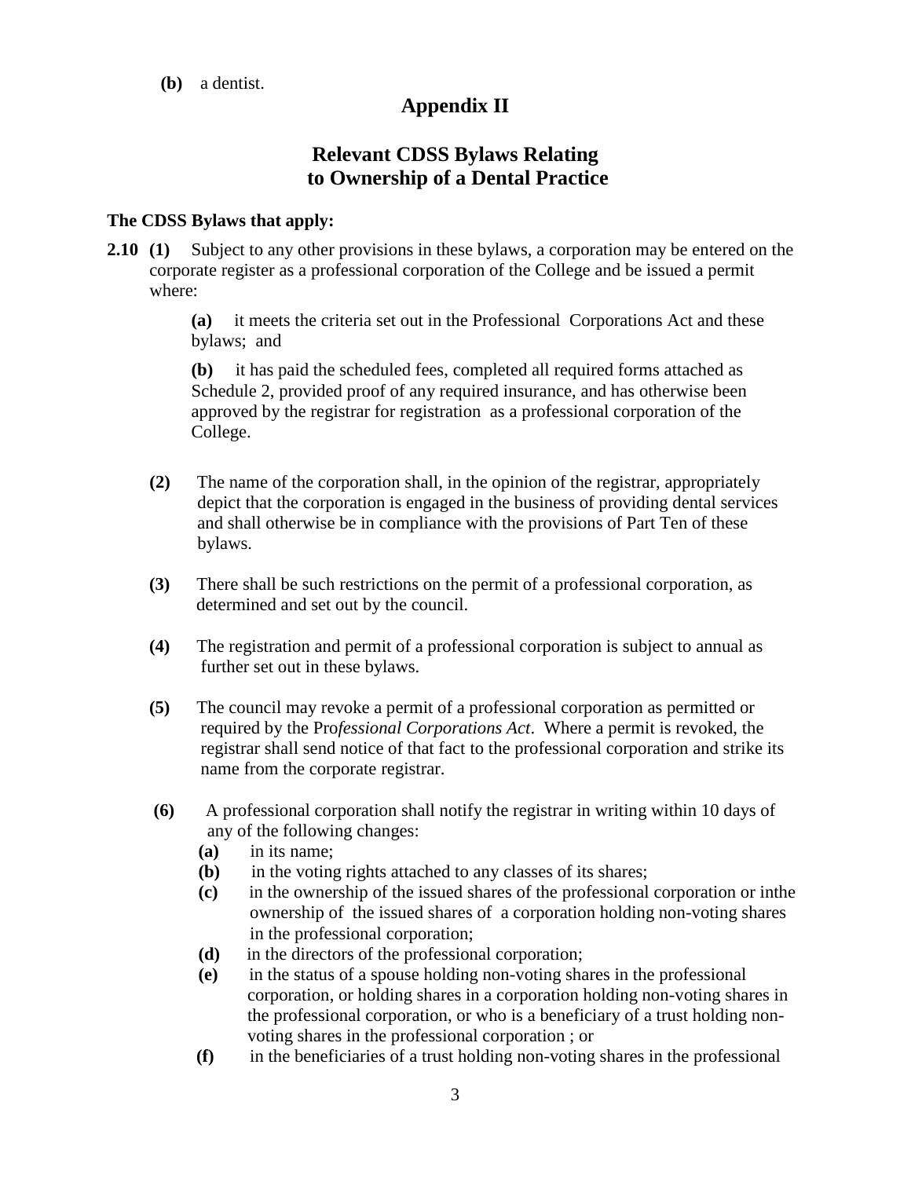**(b)** a dentist.

# Appendix II

## Relevant CDSS Bylaws Relating to Ownership of a Dental Practice

**The CDSS Bylaws that apply:**

**2.10** **(1)** Subject to any other provisions in these bylaws, a corporation may be entered on the corporate register as a professional corporation of the College and be issued a permit where:

> **(a)** it meets the criteria set out in the Professional Corporations Act and these bylaws; and
>
> **(b)** it has paid the scheduled fees, completed all required forms attached as Schedule 2, provided proof of any required insurance, and has otherwise been approved by the registrar for registration as a professional corporation of the College.

**(2)** The name of the corporation shall, in the opinion of the registrar, appropriately depict that the corporation is engaged in the business of providing dental services and shall otherwise be in compliance with the provisions of Part Ten of these bylaws.

**(3)** There shall be such restrictions on the permit of a professional corporation, as determined and set out by the council.

**(4)** The registration and permit of a professional corporation is subject to annual as further set out in these bylaws.

**(5)** The council may revoke a permit of a professional corporation as permitted or required by the Pro*fessional Corporations Act*. Where a permit is revoked, the registrar shall send notice of that fact to the professional corporation and strike its name from the corporate registrar.

**(6)** A professional corporation shall notify the registrar in writing within 10 days of any of the following changes:

- **(a)** in its name;
- **(b)** in the voting rights attached to any classes of its shares;
- **(c)** in the ownership of the issued shares of the professional corporation or inthe ownership of the issued shares of a corporation holding non-voting shares in the professional corporation;
- **(d)** in the directors of the professional corporation;
- **(e)** in the status of a spouse holding non-voting shares in the professional corporation, or holding shares in a corporation holding non-voting shares in the professional corporation, or who is a beneficiary of a trust holding non-voting shares in the professional corporation ; or
- **(f)** in the beneficiaries of a trust holding non-voting shares in the professional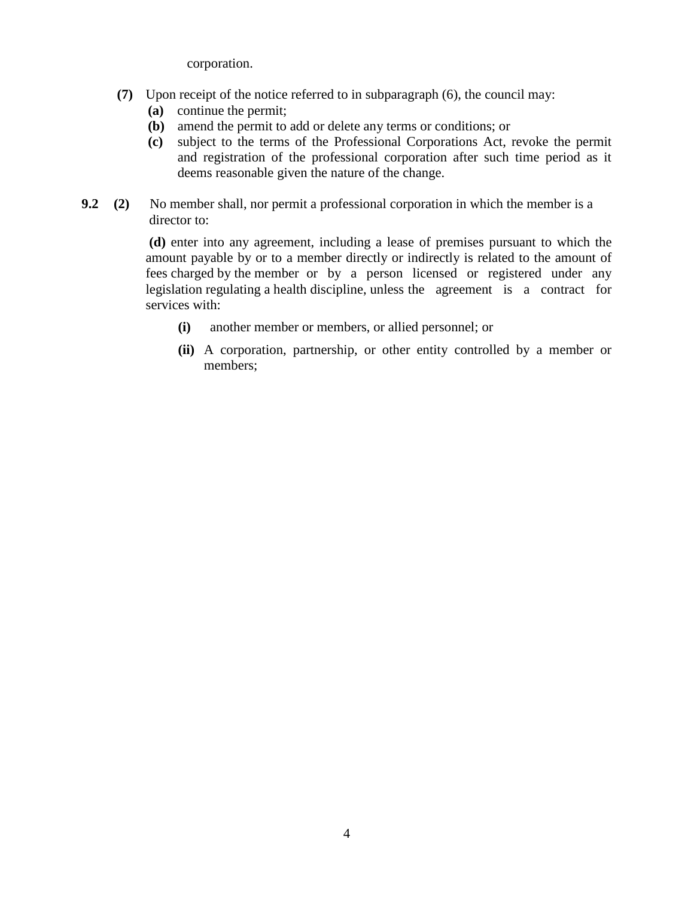corporation.

**(7)** Upon receipt of the notice referred to in subparagraph (6), the council may:

**(a)** continue the permit;

**(b)** amend the permit to add or delete any terms or conditions; or

**(c)** subject to the terms of the Professional Corporations Act, revoke the permit and registration of the professional corporation after such time period as it deems reasonable given the nature of the change.

**9.2** **(2)** No member shall, nor permit a professional corporation in which the member is a director to:

**(d)** enter into any agreement, including a lease of premises pursuant to which the amount payable by or to a member directly or indirectly is related to the amount of fees charged by the member or by a person licensed or registered under any legislation regulating a health discipline, unless the agreement is a contract for services with:

**(i)** another member or members, or allied personnel; or

**(ii)** A corporation, partnership, or other entity controlled by a member or members;